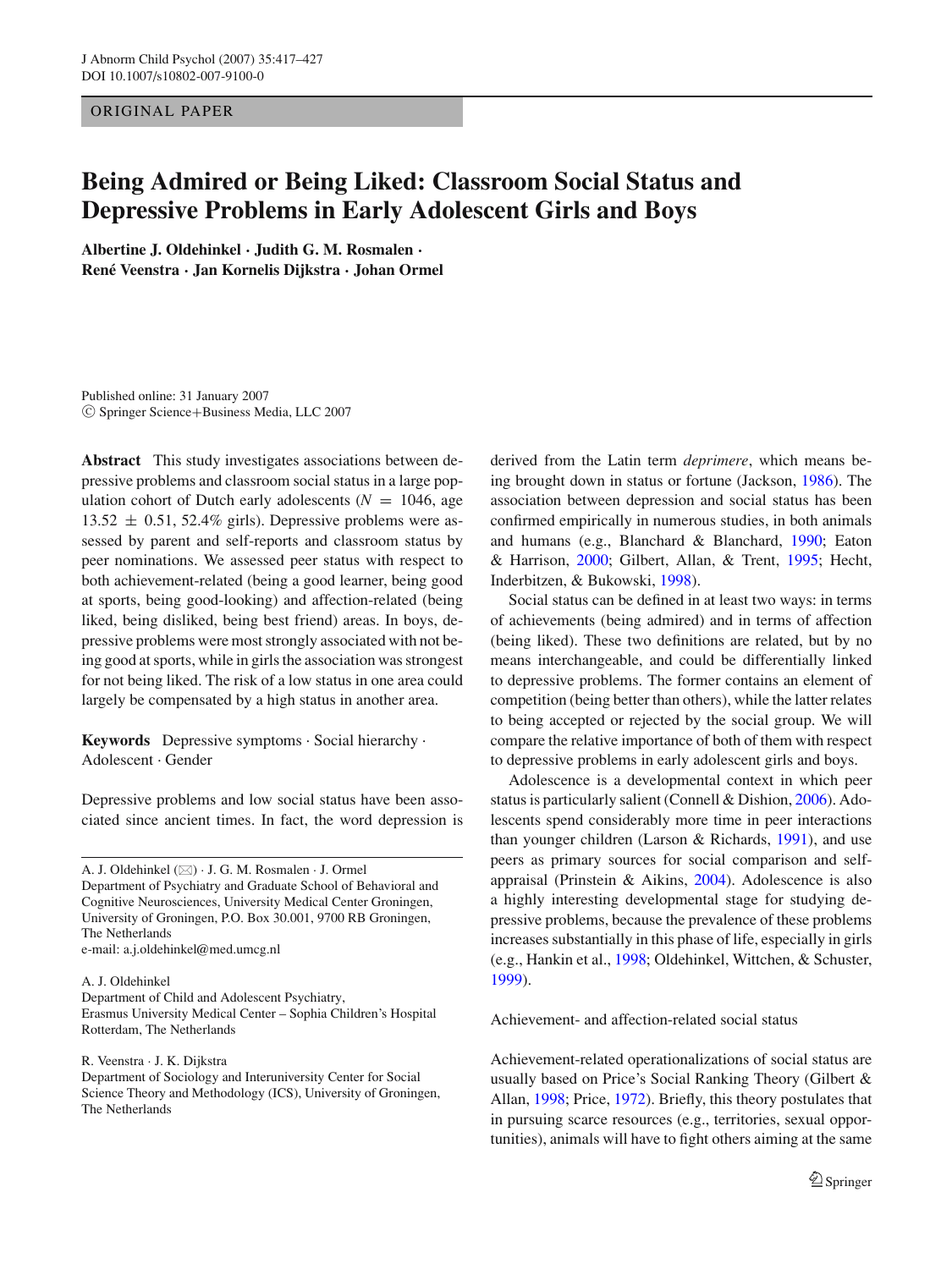ORIGINAL PAPER

# Being Admired or Being Liked: Classroom Social Status and Depressive Problems in Early Adolescent Girls and Boys

**Albertine J. Oldehinkel · Judith G. M. Rosmalen · René Veenstra · Jan Kornelis Dijkstra · Johan Ormel**

Published online: 31 January 2007
© Springer Science+Business Media, LLC 2007

**Abstract** This study investigates associations between depressive problems and classroom social status in a large population cohort of Dutch early adolescents ($N = 1046$, age $13.52 \pm 0.51$, 52.4% girls). Depressive problems were assessed by parent and self-reports and classroom status by peer nominations. We assessed peer status with respect to both achievement-related (being a good learner, being good at sports, being good-looking) and affection-related (being liked, being disliked, being best friend) areas. In boys, depressive problems were most strongly associated with not being good at sports, while in girls the association was strongest for not being liked. The risk of a low status in one area could largely be compensated by a high status in another area.

**Keywords** Depressive symptoms · Social hierarchy · Adolescent · Gender

Depressive problems and low social status have been associated since ancient times. In fact, the word depression is derived from the Latin term *deprimere*, which means being brought down in status or fortune (Jackson, 1986). The association between depression and social status has been confirmed empirically in numerous studies, in both animals and humans (e.g., Blanchard & Blanchard, 1990; Eaton & Harrison, 2000; Gilbert, Allan, & Trent, 1995; Hecht, Inderbitzen, & Bukowski, 1998).

Social status can be defined in at least two ways: in terms of achievements (being admired) and in terms of affection (being liked). These two definitions are related, but by no means interchangeable, and could be differentially linked to depressive problems. The former contains an element of competition (being better than others), while the latter relates to being accepted or rejected by the social group. We will compare the relative importance of both of them with respect to depressive problems in early adolescent girls and boys.

Adolescence is a developmental context in which peer status is particularly salient (Connell & Dishion, 2006). Adolescents spend considerably more time in peer interactions than younger children (Larson & Richards, 1991), and use peers as primary sources for social comparison and self-appraisal (Prinstein & Aikins, 2004). Adolescence is also a highly interesting developmental stage for studying depressive problems, because the prevalence of these problems increases substantially in this phase of life, especially in girls (e.g., Hankin et al., 1998; Oldehinkel, Wittchen, & Schuster, 1999).

## Achievement- and affection-related social status

Achievement-related operationalizations of social status are usually based on Price's Social Ranking Theory (Gilbert & Allan, 1998; Price, 1972). Briefly, this theory postulates that in pursuing scarce resources (e.g., territories, sexual opportunities), animals will have to fight others aiming at the same

---

A. J. Oldehinkel (✉) · J. G. M. Rosmalen · J. Ormel
Department of Psychiatry and Graduate School of Behavioral and Cognitive Neurosciences, University Medical Center Groningen, University of Groningen, P.O. Box 30.001, 9700 RB Groningen, The Netherlands
e-mail: a.j.oldehinkel@med.umcg.nl

A. J. Oldehinkel
Department of Child and Adolescent Psychiatry, Erasmus University Medical Center – Sophia Children's Hospital Rotterdam, The Netherlands

R. Veenstra · J. K. Dijkstra
Department of Sociology and Interuniversity Center for Social Science Theory and Methodology (ICS), University of Groningen, The Netherlands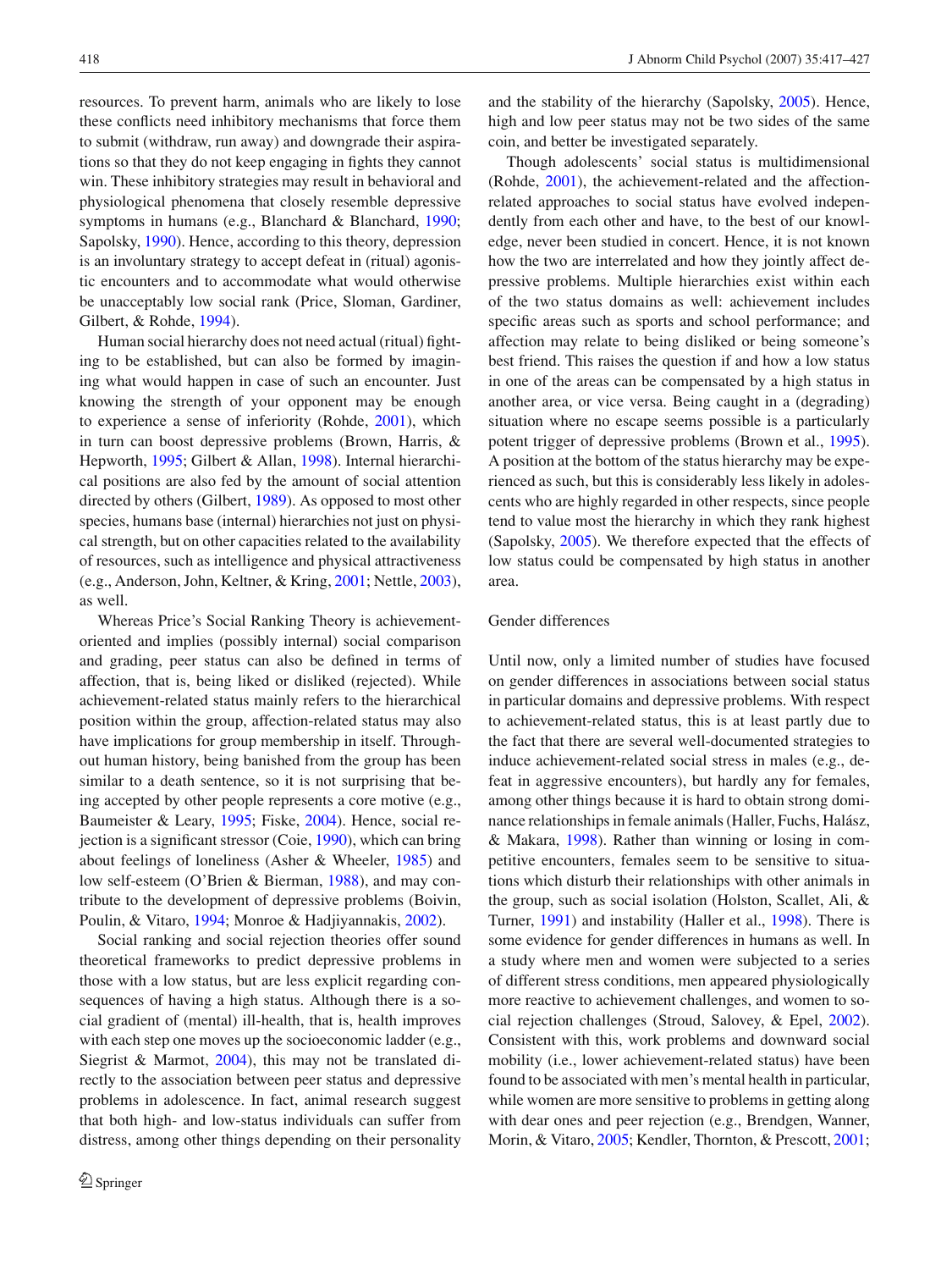resources. To prevent harm, animals who are likely to lose these conflicts need inhibitory mechanisms that force them to submit (withdraw, run away) and downgrade their aspirations so that they do not keep engaging in fights they cannot win. These inhibitory strategies may result in behavioral and physiological phenomena that closely resemble depressive symptoms in humans (e.g., Blanchard & Blanchard, 1990; Sapolsky, 1990). Hence, according to this theory, depression is an involuntary strategy to accept defeat in (ritual) agonistic encounters and to accommodate what would otherwise be unacceptably low social rank (Price, Sloman, Gardiner, Gilbert, & Rohde, 1994).

Human social hierarchy does not need actual (ritual) fighting to be established, but can also be formed by imagining what would happen in case of such an encounter. Just knowing the strength of your opponent may be enough to experience a sense of inferiority (Rohde, 2001), which in turn can boost depressive problems (Brown, Harris, & Hepworth, 1995; Gilbert & Allan, 1998). Internal hierarchical positions are also fed by the amount of social attention directed by others (Gilbert, 1989). As opposed to most other species, humans base (internal) hierarchies not just on physical strength, but on other capacities related to the availability of resources, such as intelligence and physical attractiveness (e.g., Anderson, John, Keltner, & Kring, 2001; Nettle, 2003), as well.

Whereas Price's Social Ranking Theory is achievement-oriented and implies (possibly internal) social comparison and grading, peer status can also be defined in terms of affection, that is, being liked or disliked (rejected). While achievement-related status mainly refers to the hierarchical position within the group, affection-related status may also have implications for group membership in itself. Throughout human history, being banished from the group has been similar to a death sentence, so it is not surprising that being accepted by other people represents a core motive (e.g., Baumeister & Leary, 1995; Fiske, 2004). Hence, social rejection is a significant stressor (Coie, 1990), which can bring about feelings of loneliness (Asher & Wheeler, 1985) and low self-esteem (O'Brien & Bierman, 1988), and may contribute to the development of depressive problems (Boivin, Poulin, & Vitaro, 1994; Monroe & Hadjiyannakis, 2002).

Social ranking and social rejection theories offer sound theoretical frameworks to predict depressive problems in those with a low status, but are less explicit regarding consequences of having a high status. Although there is a social gradient of (mental) ill-health, that is, health improves with each step one moves up the socioeconomic ladder (e.g., Siegrist & Marmot, 2004), this may not be translated directly to the association between peer status and depressive problems in adolescence. In fact, animal research suggest that both high- and low-status individuals can suffer from distress, among other things depending on their personality and the stability of the hierarchy (Sapolsky, 2005). Hence, high and low peer status may not be two sides of the same coin, and better be investigated separately.

Though adolescents' social status is multidimensional (Rohde, 2001), the achievement-related and the affection-related approaches to social status have evolved independently from each other and have, to the best of our knowledge, never been studied in concert. Hence, it is not known how the two are interrelated and how they jointly affect depressive problems. Multiple hierarchies exist within each of the two status domains as well: achievement includes specific areas such as sports and school performance; and affection may relate to being disliked or being someone's best friend. This raises the question if and how a low status in one of the areas can be compensated by a high status in another area, or vice versa. Being caught in a (degrading) situation where no escape seems possible is a particularly potent trigger of depressive problems (Brown et al., 1995). A position at the bottom of the status hierarchy may be experienced as such, but this is considerably less likely in adolescents who are highly regarded in other respects, since people tend to value most the hierarchy in which they rank highest (Sapolsky, 2005). We therefore expected that the effects of low status could be compensated by high status in another area.

## Gender differences

Until now, only a limited number of studies have focused on gender differences in associations between social status in particular domains and depressive problems. With respect to achievement-related status, this is at least partly due to the fact that there are several well-documented strategies to induce achievement-related social stress in males (e.g., defeat in aggressive encounters), but hardly any for females, among other things because it is hard to obtain strong dominance relationships in female animals (Haller, Fuchs, Halász, & Makara, 1998). Rather than winning or losing in competitive encounters, females seem to be sensitive to situations which disturb their relationships with other animals in the group, such as social isolation (Holston, Scallet, Ali, & Turner, 1991) and instability (Haller et al., 1998). There is some evidence for gender differences in humans as well. In a study where men and women were subjected to a series of different stress conditions, men appeared physiologically more reactive to achievement challenges, and women to social rejection challenges (Stroud, Salovey, & Epel, 2002). Consistent with this, work problems and downward social mobility (i.e., lower achievement-related status) have been found to be associated with men's mental health in particular, while women are more sensitive to problems in getting along with dear ones and peer rejection (e.g., Brendgen, Wanner, Morin, & Vitaro, 2005; Kendler, Thornton, & Prescott, 2001;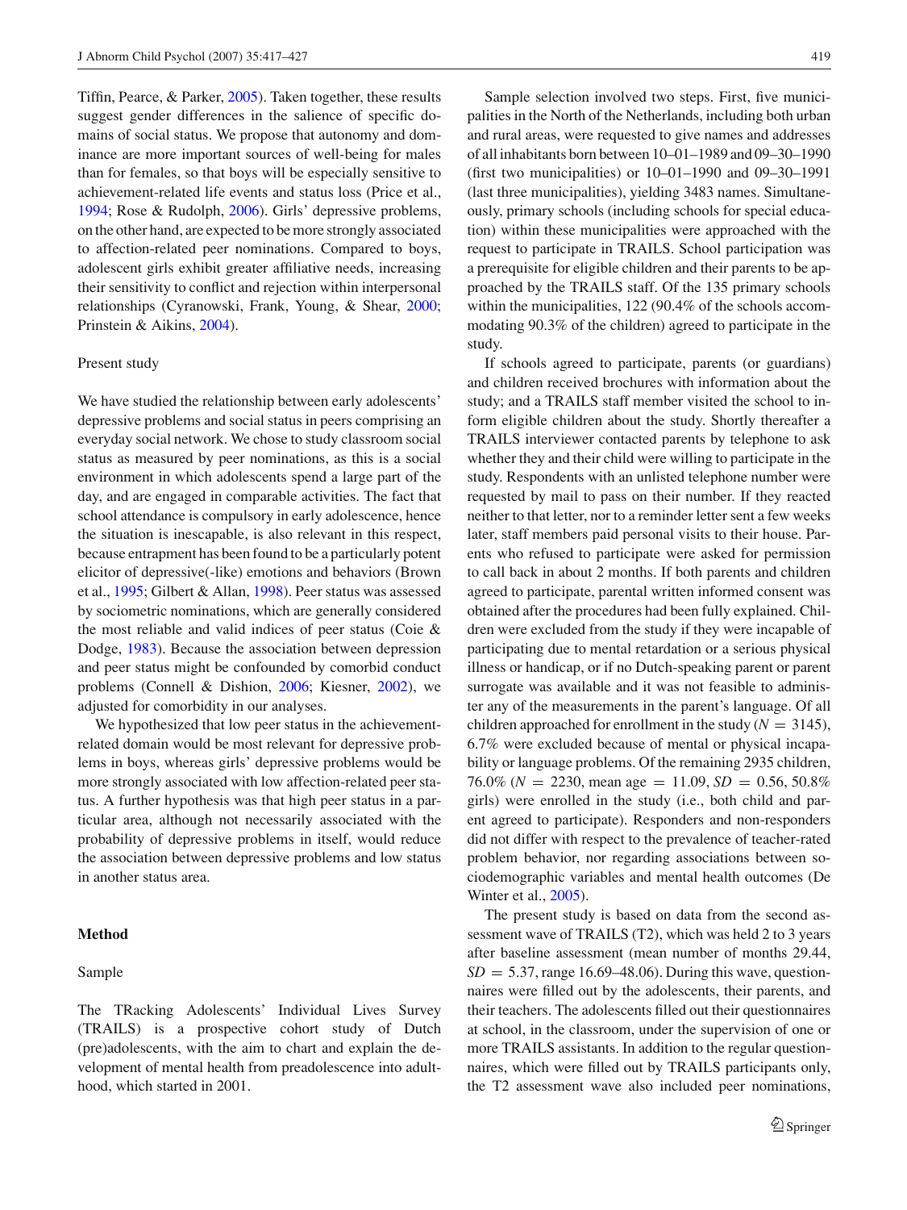Tiffin, Pearce, & Parker, 2005). Taken together, these results suggest gender differences in the salience of specific domains of social status. We propose that autonomy and dominance are more important sources of well-being for males than for females, so that boys will be especially sensitive to achievement-related life events and status loss (Price et al., 1994; Rose & Rudolph, 2006). Girls' depressive problems, on the other hand, are expected to be more strongly associated to affection-related peer nominations. Compared to boys, adolescent girls exhibit greater affiliative needs, increasing their sensitivity to conflict and rejection within interpersonal relationships (Cyranowski, Frank, Young, & Shear, 2000; Prinstein & Aikins, 2004).

## Present study

We have studied the relationship between early adolescents' depressive problems and social status in peers comprising an everyday social network. We chose to study classroom social status as measured by peer nominations, as this is a social environment in which adolescents spend a large part of the day, and are engaged in comparable activities. The fact that school attendance is compulsory in early adolescence, hence the situation is inescapable, is also relevant in this respect, because entrapment has been found to be a particularly potent elicitor of depressive(-like) emotions and behaviors (Brown et al., 1995; Gilbert & Allan, 1998). Peer status was assessed by sociometric nominations, which are generally considered the most reliable and valid indices of peer status (Coie & Dodge, 1983). Because the association between depression and peer status might be confounded by comorbid conduct problems (Connell & Dishion, 2006; Kiesner, 2002), we adjusted for comorbidity in our analyses.

We hypothesized that low peer status in the achievement-related domain would be most relevant for depressive problems in boys, whereas girls' depressive problems would be more strongly associated with low affection-related peer status. A further hypothesis was that high peer status in a particular area, although not necessarily associated with the probability of depressive problems in itself, would reduce the association between depressive problems and low status in another status area.

# Method

## Sample

The TRacking Adolescents' Individual Lives Survey (TRAILS) is a prospective cohort study of Dutch (pre)adolescents, with the aim to chart and explain the development of mental health from preadolescence into adulthood, which started in 2001.

Sample selection involved two steps. First, five municipalities in the North of the Netherlands, including both urban and rural areas, were requested to give names and addresses of all inhabitants born between 10–01–1989 and 09–30–1990 (first two municipalities) or 10–01–1990 and 09–30–1991 (last three municipalities), yielding 3483 names. Simultaneously, primary schools (including schools for special education) within these municipalities were approached with the request to participate in TRAILS. School participation was a prerequisite for eligible children and their parents to be approached by the TRAILS staff. Of the 135 primary schools within the municipalities, 122 (90.4% of the schools accommodating 90.3% of the children) agreed to participate in the study.

If schools agreed to participate, parents (or guardians) and children received brochures with information about the study; and a TRAILS staff member visited the school to inform eligible children about the study. Shortly thereafter a TRAILS interviewer contacted parents by telephone to ask whether they and their child were willing to participate in the study. Respondents with an unlisted telephone number were requested by mail to pass on their number. If they reacted neither to that letter, nor to a reminder letter sent a few weeks later, staff members paid personal visits to their house. Parents who refused to participate were asked for permission to call back in about 2 months. If both parents and children agreed to participate, parental written informed consent was obtained after the procedures had been fully explained. Children were excluded from the study if they were incapable of participating due to mental retardation or a serious physical illness or handicap, or if no Dutch-speaking parent or parent surrogate was available and it was not feasible to administer any of the measurements in the parent's language. Of all children approached for enrollment in the study ($N = 3145$), 6.7% were excluded because of mental or physical incapability or language problems. Of the remaining 2935 children, 76.0% ($N = 2230$, mean age $= 11.09$, $SD = 0.56$, 50.8% girls) were enrolled in the study (i.e., both child and parent agreed to participate). Responders and non-responders did not differ with respect to the prevalence of teacher-rated problem behavior, nor regarding associations between sociodemographic variables and mental health outcomes (De Winter et al., 2005).

The present study is based on data from the second assessment wave of TRAILS (T2), which was held 2 to 3 years after baseline assessment (mean number of months 29.44, $SD = 5.37$, range 16.69–48.06). During this wave, questionnaires were filled out by the adolescents, their parents, and their teachers. The adolescents filled out their questionnaires at school, in the classroom, under the supervision of one or more TRAILS assistants. In addition to the regular questionnaires, which were filled out by TRAILS participants only, the T2 assessment wave also included peer nominations,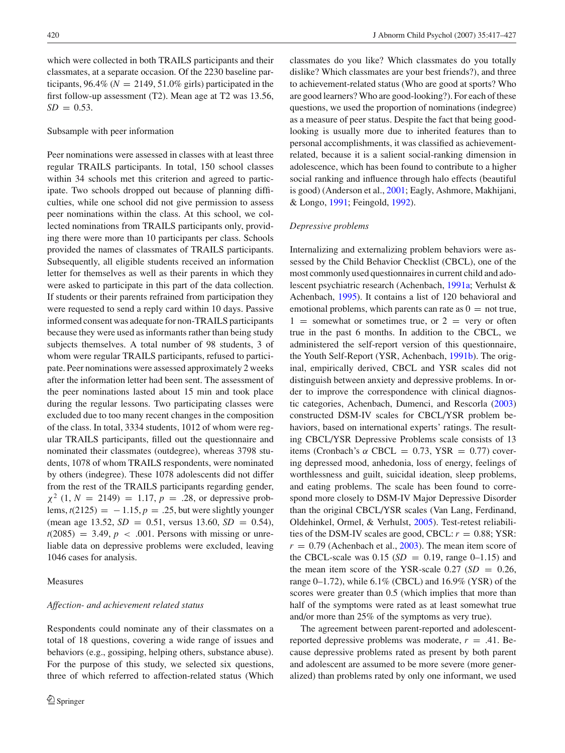which were collected in both TRAILS participants and their classmates, at a separate occasion. Of the 2230 baseline participants, 96.4% ($N = 2149$, 51.0% girls) participated in the first follow-up assessment (T2). Mean age at T2 was 13.56, $SD = 0.53$.

### Subsample with peer information

Peer nominations were assessed in classes with at least three regular TRAILS participants. In total, 150 school classes within 34 schools met this criterion and agreed to participate. Two schools dropped out because of planning difficulties, while one school did not give permission to assess peer nominations within the class. At this school, we collected nominations from TRAILS participants only, providing there were more than 10 participants per class. Schools provided the names of classmates of TRAILS participants. Subsequently, all eligible students received an information letter for themselves as well as their parents in which they were asked to participate in this part of the data collection. If students or their parents refrained from participation they were requested to send a reply card within 10 days. Passive informed consent was adequate for non-TRAILS participants because they were used as informants rather than being study subjects themselves. A total number of 98 students, 3 of whom were regular TRAILS participants, refused to participate. Peer nominations were assessed approximately 2 weeks after the information letter had been sent. The assessment of the peer nominations lasted about 15 min and took place during the regular lessons. Two participating classes were excluded due to too many recent changes in the composition of the class. In total, 3334 students, 1012 of whom were regular TRAILS participants, filled out the questionnaire and nominated their classmates (outdegree), whereas 3798 students, 1078 of whom TRAILS respondents, were nominated by others (indegree). These 1078 adolescents did not differ from the rest of the TRAILS participants regarding gender, $\chi^2$ $(1, N = 2149) = 1.17, p = .28$, or depressive problems, $t(2125) = -1.15, p = .25$, but were slightly younger (mean age 13.52, $SD = 0.51$, versus 13.60, $SD = 0.54$), $t(2085) = 3.49, p < .001$. Persons with missing or unreliable data on depressive problems were excluded, leaving 1046 cases for analysis.

## Measures

### *Affection- and achievement related status*

Respondents could nominate any of their classmates on a total of 18 questions, covering a wide range of issues and behaviors (e.g., gossiping, helping others, substance abuse). For the purpose of this study, we selected six questions, three of which referred to affection-related status (Which classmates do you like? Which classmates do you totally dislike? Which classmates are your best friends?), and three to achievement-related status (Who are good at sports? Who are good learners? Who are good-looking?). For each of these questions, we used the proportion of nominations (indegree) as a measure of peer status. Despite the fact that being good-looking is usually more due to inherited features than to personal accomplishments, it was classified as achievement-related, because it is a salient social-ranking dimension in adolescence, which has been found to contribute to a higher social ranking and influence through halo effects (beautiful is good) (Anderson et al., 2001; Eagly, Ashmore, Makhijani, & Longo, 1991; Feingold, 1992).

### *Depressive problems*

Internalizing and externalizing problem behaviors were assessed by the Child Behavior Checklist (CBCL), one of the most commonly used questionnaires in current child and adolescent psychiatric research (Achenbach, 1991a; Verhulst & Achenbach, 1995). It contains a list of 120 behavioral and emotional problems, which parents can rate as 0 = not true, 1 = somewhat or sometimes true, or 2 = very or often true in the past 6 months. In addition to the CBCL, we administered the self-report version of this questionnaire, the Youth Self-Report (YSR, Achenbach, 1991b). The original, empirically derived, CBCL and YSR scales did not distinguish between anxiety and depressive problems. In order to improve the correspondence with clinical diagnostic categories, Achenbach, Dumenci, and Rescorla (2003) constructed DSM-IV scales for CBCL/YSR problem behaviors, based on international experts' ratings. The resulting CBCL/YSR Depressive Problems scale consists of 13 items (Cronbach's $\alpha$ CBCL = 0.73, YSR = 0.77) covering depressed mood, anhedonia, loss of energy, feelings of worthlessness and guilt, suicidal ideation, sleep problems, and eating problems. The scale has been found to correspond more closely to DSM-IV Major Depressive Disorder than the original CBCL/YSR scales (Van Lang, Ferdinand, Oldehinkel, Ormel, & Verhulst, 2005). Test-retest reliabilities of the DSM-IV scales are good, CBCL: $r = 0.88$; YSR: $r = 0.79$ (Achenbach et al., 2003). The mean item score of the CBCL-scale was 0.15 ($SD = 0.19$, range 0–1.15) and the mean item score of the YSR-scale 0.27 ($SD = 0.26$, range 0–1.72), while 6.1% (CBCL) and 16.9% (YSR) of the scores were greater than 0.5 (which implies that more than half of the symptoms were rated as at least somewhat true and/or more than 25% of the symptoms as very true).

The agreement between parent-reported and adolescent-reported depressive problems was moderate, $r = .41$. Because depressive problems rated as present by both parent and adolescent are assumed to be more severe (more generalized) than problems rated by only one informant, we used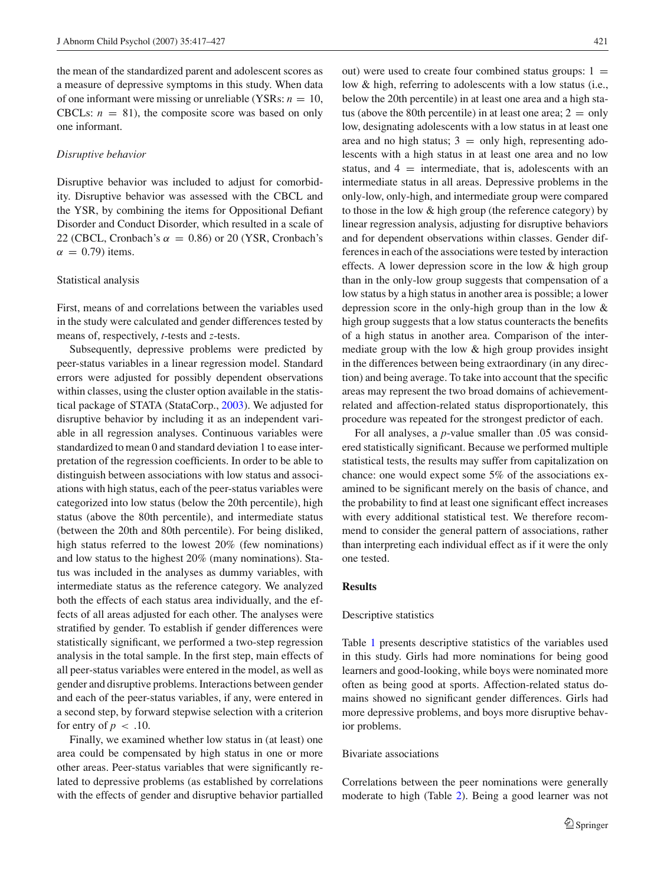the mean of the standardized parent and adolescent scores as a measure of depressive symptoms in this study. When data of one informant were missing or unreliable (YSRs: $n = 10$, CBCLs: $n = 81$), the composite score was based on only one informant.

*Disruptive behavior*

Disruptive behavior was included to adjust for comorbidity. Disruptive behavior was assessed with the CBCL and the YSR, by combining the items for Oppositional Defiant Disorder and Conduct Disorder, which resulted in a scale of 22 (CBCL, Cronbach's $\alpha = 0.86$) or 20 (YSR, Cronbach's $\alpha = 0.79$) items.

### Statistical analysis

First, means of and correlations between the variables used in the study were calculated and gender differences tested by means of, respectively, *t*-tests and *z*-tests.

Subsequently, depressive problems were predicted by peer-status variables in a linear regression model. Standard errors were adjusted for possibly dependent observations within classes, using the cluster option available in the statistical package of STATA (StataCorp., 2003). We adjusted for disruptive behavior by including it as an independent variable in all regression analyses. Continuous variables were standardized to mean 0 and standard deviation 1 to ease interpretation of the regression coefficients. In order to be able to distinguish between associations with low status and associations with high status, each of the peer-status variables were categorized into low status (below the 20th percentile), high status (above the 80th percentile), and intermediate status (between the 20th and 80th percentile). For being disliked, high status referred to the lowest 20% (few nominations) and low status to the highest 20% (many nominations). Status was included in the analyses as dummy variables, with intermediate status as the reference category. We analyzed both the effects of each status area individually, and the effects of all areas adjusted for each other. The analyses were stratified by gender. To establish if gender differences were statistically significant, we performed a two-step regression analysis in the total sample. In the first step, main effects of all peer-status variables were entered in the model, as well as gender and disruptive problems. Interactions between gender and each of the peer-status variables, if any, were entered in a second step, by forward stepwise selection with a criterion for entry of $p < .10$.

Finally, we examined whether low status in (at least) one area could be compensated by high status in one or more other areas. Peer-status variables that were significantly related to depressive problems (as established by correlations with the effects of gender and disruptive behavior partialled out) were used to create four combined status groups: 1 = low & high, referring to adolescents with a low status (i.e., below the 20th percentile) in at least one area and a high status (above the 80th percentile) in at least one area; 2 = only low, designating adolescents with a low status in at least one area and no high status; 3 = only high, representing adolescents with a high status in at least one area and no low status, and 4 = intermediate, that is, adolescents with an intermediate status in all areas. Depressive problems in the only-low, only-high, and intermediate group were compared to those in the low & high group (the reference category) by linear regression analysis, adjusting for disruptive behaviors and for dependent observations within classes. Gender differences in each of the associations were tested by interaction effects. A lower depression score in the low & high group than in the only-low group suggests that compensation of a low status by a high status in another area is possible; a lower depression score in the only-high group than in the low & high group suggests that a low status counteracts the benefits of a high status in another area. Comparison of the intermediate group with the low & high group provides insight in the differences between being extraordinary (in any direction) and being average. To take into account that the specific areas may represent the two broad domains of achievement-related and affection-related status disproportionately, this procedure was repeated for the strongest predictor of each.

For all analyses, a *p*-value smaller than .05 was considered statistically significant. Because we performed multiple statistical tests, the results may suffer from capitalization on chance: one would expect some 5% of the associations examined to be significant merely on the basis of chance, and the probability to find at least one significant effect increases with every additional statistical test. We therefore recommend to consider the general pattern of associations, rather than interpreting each individual effect as if it were the only one tested.

## Results

### Descriptive statistics

Table 1 presents descriptive statistics of the variables used in this study. Girls had more nominations for being good learners and good-looking, while boys were nominated more often as being good at sports. Affection-related status domains showed no significant gender differences. Girls had more depressive problems, and boys more disruptive behavior problems.

### Bivariate associations

Correlations between the peer nominations were generally moderate to high (Table 2). Being a good learner was not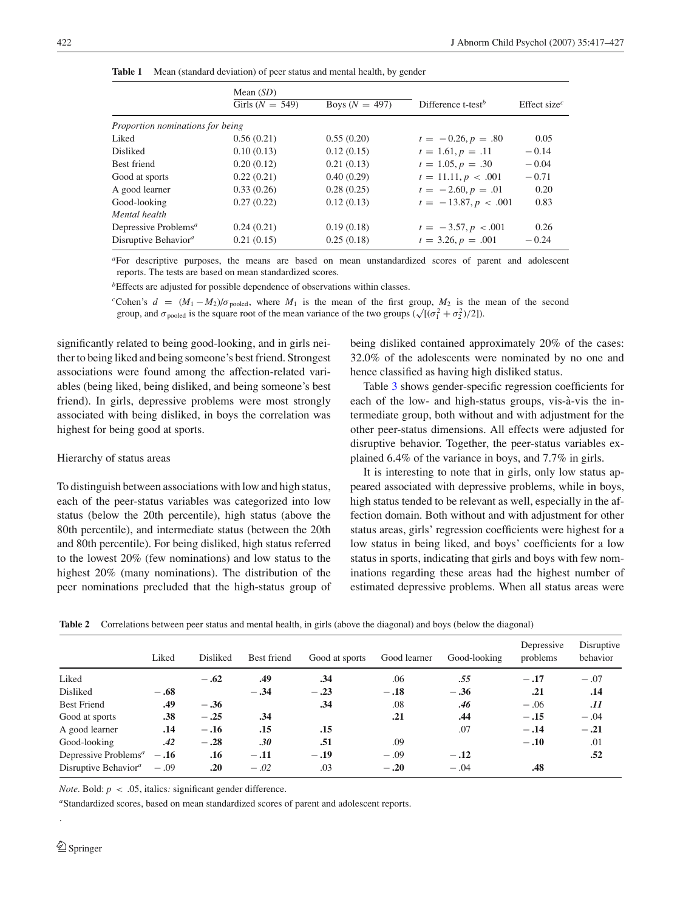**Table 1** Mean (standard deviation) of peer status and mental health, by gender

| | Mean (*SD*) | | | |
|---|---|---|---|---|
| | Girls ($N$ = 549) | Boys ($N$ = 497) | Difference t-test[b] | Effect size[c] |
| *Proportion nominations for being* | | | | |
| Liked | 0.56 (0.21) | 0.55 (0.20) | $t = -0.26, p = .80$ | 0.05 |
| Disliked | 0.10 (0.13) | 0.12 (0.15) | $t = 1.61, p = .11$ | −0.14 |
| Best friend | 0.20 (0.12) | 0.21 (0.13) | $t = 1.05, p = .30$ | −0.04 |
| Good at sports | 0.22 (0.21) | 0.40 (0.29) | $t = 11.11, p < .001$ | −0.71 |
| A good learner | 0.33 (0.26) | 0.28 (0.25) | $t = -2.60, p = .01$ | 0.20 |
| Good-looking | 0.27 (0.22) | 0.12 (0.13) | $t = -13.87, p < .001$ | 0.83 |
| *Mental health* | | | | |
| Depressive Problems[a] | 0.24 (0.21) | 0.19 (0.18) | $t = -3.57, p < .001$ | 0.26 |
| Disruptive Behavior[a] | 0.21 (0.15) | 0.25 (0.18) | $t = 3.26, p = .001$ | −0.24 |

[a]For descriptive purposes, the means are based on mean unstandardized scores of parent and adolescent reports. The tests are based on mean standardized scores.

[b]Effects are adjusted for possible dependence of observations within classes.

[c]Cohen's $d = (M_1 - M_2)/\sigma_{\text{pooled}}$, where $M_1$ is the mean of the first group, $M_2$ is the mean of the second group, and $\sigma_{\text{pooled}}$ is the square root of the mean variance of the two groups ($\sqrt{[(\sigma_1^2 + \sigma_2^2)/2]}$).

significantly related to being good-looking, and in girls neither to being liked and being someone's best friend. Strongest associations were found among the affection-related variables (being liked, being disliked, and being someone's best friend). In girls, depressive problems were most strongly associated with being disliked, in boys the correlation was highest for being good at sports.

## Hierarchy of status areas

To distinguish between associations with low and high status, each of the peer-status variables was categorized into low status (below the 20th percentile), high status (above the 80th percentile), and intermediate status (between the 20th and 80th percentile). For being disliked, high status referred to the lowest 20% (few nominations) and low status to the highest 20% (many nominations). The distribution of the peer nominations precluded that the high-status group of being disliked contained approximately 20% of the cases: 32.0% of the adolescents were nominated by no one and hence classified as having high disliked status.

Table 3 shows gender-specific regression coefficients for each of the low- and high-status groups, vis-à-vis the intermediate group, both without and with adjustment for the other peer-status dimensions. All effects were adjusted for disruptive behavior. Together, the peer-status variables explained 6.4% of the variance in boys, and 7.7% in girls.

It is interesting to note that in girls, only low status appeared associated with depressive problems, while in boys, high status tended to be relevant as well, especially in the affection domain. Both without and with adjustment for other status areas, girls' regression coefficients were highest for a low status in being liked, and boys' coefficients for a low status in sports, indicating that girls and boys with few nominations regarding these areas had the highest number of estimated depressive problems. When all status areas were

**Table 2** Correlations between peer status and mental health, in girls (above the diagonal) and boys (below the diagonal)

| | Liked | Disliked | Best friend | Good at sports | Good learner | Good-looking | Depressive problems | Disruptive behavior |
|---|---|---|---|---|---|---|---|---|
| Liked | | **−.62** | **.49** | **.34** | .06 | ***.55*** | **−.17** | −.07 |
| Disliked | **−.68** | | **−.34** | **−.23** | **−.18** | **−.36** | **.21** | **.14** |
| Best Friend | **.49** | **−.36** | | **.34** | .08 | ***.46*** | −.06 | ***.11*** |
| Good at sports | **.38** | **−.25** | **.34** | | **.21** | **.44** | **−.15** | −.04 |
| A good learner | **.14** | **−.16** | **.15** | **.15** | | .07 | **−.14** | **−.21** |
| Good-looking | ***.42*** | **−.28** | ***.30*** | **.51** | .09 | | **−.10** | .01 |
| Depressive Problems[a] | **−.16** | **.16** | **−.11** | **−.19** | −.09 | **−.12** | | **.52** |
| Disruptive Behavior[a] | −.09 | **.20** | *−.02* | .03 | **−.20** | −.04 | **.48** | |

*Note.* Bold: $p < .05$, italics: significant gender difference.

[a]Standardized scores, based on mean standardized scores of parent and adolescent reports.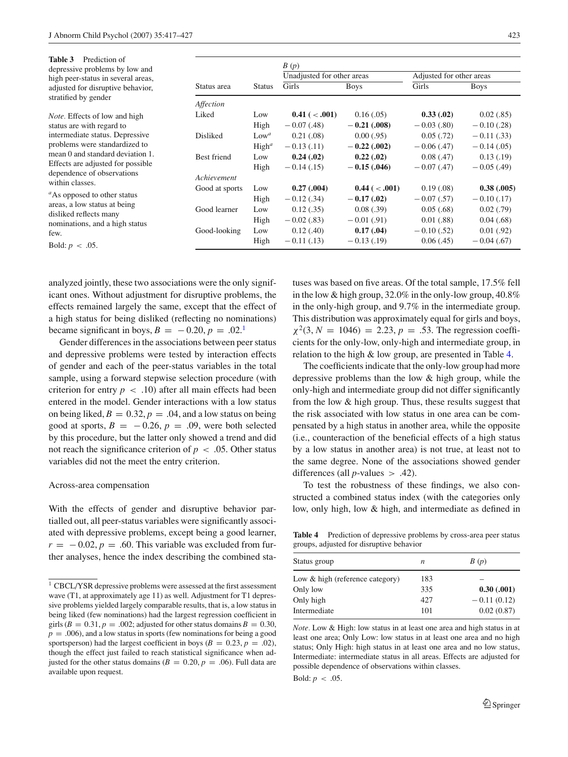**Table 3** Prediction of depressive problems by low and high peer-status in several areas, adjusted for disruptive behavior, stratified by gender

| Status area | Status | B (p) | | | |
|---|---|---|---|---|---|
| | | Unadjusted for other areas | | Adjusted for other areas | |
| | | Girls | Boys | Girls | Boys |
| *Affection* | | | | | |
| Liked | Low | **0.41 (< .001)** | 0.16 (.05) | **0.33 (.02)** | 0.02 (.85) |
| | High | − 0.07 (.48) | **− 0.21 (.008)** | − 0.03 (.80) | − 0.10 (.28) |
| Disliked | Low[a] | 0.21 (.08) | 0.00 (.95) | 0.05 (.72) | − 0.11 (.33) |
| | High[a] | − 0.13 (.11) | **− 0.22 (.002)** | − 0.06 (.47) | − 0.14 (.05) |
| Best friend | Low | **0.24 (.02)** | **0.22 (.02)** | 0.08 (.47) | 0.13 (.19) |
| | High | − 0.14 (.15) | **− 0.15 (.046)** | − 0.07 (.47) | − 0.05 (.49) |
| *Achievement* | | | | | |
| Good at sports | Low | **0.27 (.004)** | **0.44 (< .001)** | 0.19 (.08) | **0.38 (.005)** |
| | High | − 0.12 (.34) | **− 0.17 (.02)** | − 0.07 (.57) | − 0.10 (.17) |
| Good learner | Low | 0.12 (.35) | 0.08 (.39) | 0.05 (.68) | 0.02 (.79) |
| | High | − 0.02 (.83) | − 0.01 (.91) | 0.01 (.88) | 0.04 (.68) |
| Good-looking | Low | 0.12 (.40) | **0.17 (.04)** | − 0.10 (.52) | 0.01 (.92) |
| | High | − 0.11 (.13) | − 0.13 (.19) | 0.06 (.45) | − 0.04 (.67) |

*Note.* Effects of low and high status are with regard to intermediate status. Depressive problems were standardized to mean 0 and standard deviation 1. Effects are adjusted for possible dependence of observations within classes.

[a]As opposed to other status areas, a low status at being disliked reflects many nominations, and a high status few.

Bold: $p < .05$.

analyzed jointly, these two associations were the only significant ones. Without adjustment for disruptive problems, the effects remained largely the same, except that the effect of a high status for being disliked (reflecting no nominations) became significant in boys, $B = -0.20, p = .02$.[1]

Gender differences in the associations between peer status and depressive problems were tested by interaction effects of gender and each of the peer-status variables in the total sample, using a forward stepwise selection procedure (with criterion for entry $p < .10$) after all main effects had been entered in the model. Gender interactions with a low status on being liked, $B = 0.32, p = .04$, and a low status on being good at sports, $B = -0.26, p = .09$, were both selected by this procedure, but the latter only showed a trend and did not reach the significance criterion of $p < .05$. Other status variables did not the meet the entry criterion.

### Across-area compensation

With the effects of gender and disruptive behavior partialled out, all peer-status variables were significantly associated with depressive problems, except being a good learner, $r = -0.02, p = .60$. This variable was excluded from further analyses, hence the index describing the combined statuses was based on five areas. Of the total sample, 17.5% fell in the low & high group, 32.0% in the only-low group, 40.8% in the only-high group, and 9.7% in the intermediate group. This distribution was approximately equal for girls and boys, $\chi^2(3, N = 1046) = 2.23, p = .53$. The regression coefficients for the only-low, only-high and intermediate group, in relation to the high & low group, are presented in Table 4.

The coefficients indicate that the only-low group had more depressive problems than the low & high group, while the only-high and intermediate group did not differ significantly from the low & high group. Thus, these results suggest that the risk associated with low status in one area can be compensated by a high status in another area, while the opposite (i.e., counteraction of the beneficial effects of a high status by a low status in another area) is not true, at least not to the same degree. None of the associations showed gender differences (all $p$-values $> .42$).

To test the robustness of these findings, we also constructed a combined status index (with the categories only low, only high, low & high, and intermediate as defined in

**Table 4** Prediction of depressive problems by cross-area peer status groups, adjusted for disruptive behavior

| Status group | n | B (p) |
|---|---|---|
| Low & high (reference category) | 183 | – |
| Only low | 335 | **0.30 (.001)** |
| Only high | 427 | − 0.11 (0.12) |
| Intermediate | 101 | 0.02 (0.87) |

*Note.* Low & High: low status in at least one area and high status in at least one area; Only Low: low status in at least one area and no high status; Only High: high status in at least one area and no low status, Intermediate: intermediate status in all areas. Effects are adjusted for possible dependence of observations within classes.

Bold: $p < .05$.

[1] CBCL/YSR depressive problems were assessed at the first assessment wave (T1, at approximately age 11) as well. Adjustment for T1 depressive problems yielded largely comparable results, that is, a low status in being liked (few nominations) had the largest regression coefficient in girls ($B = 0.31, p = .002$; adjusted for other status domains $B = 0.30$, $p = .006$), and a low status in sports (few nominations for being a good sportsperson) had the largest coefficient in boys ($B = 0.23, p = .02$), though the effect just failed to reach statistical significance when adjusted for the other status domains ($B = 0.20, p = .06$). Full data are available upon request.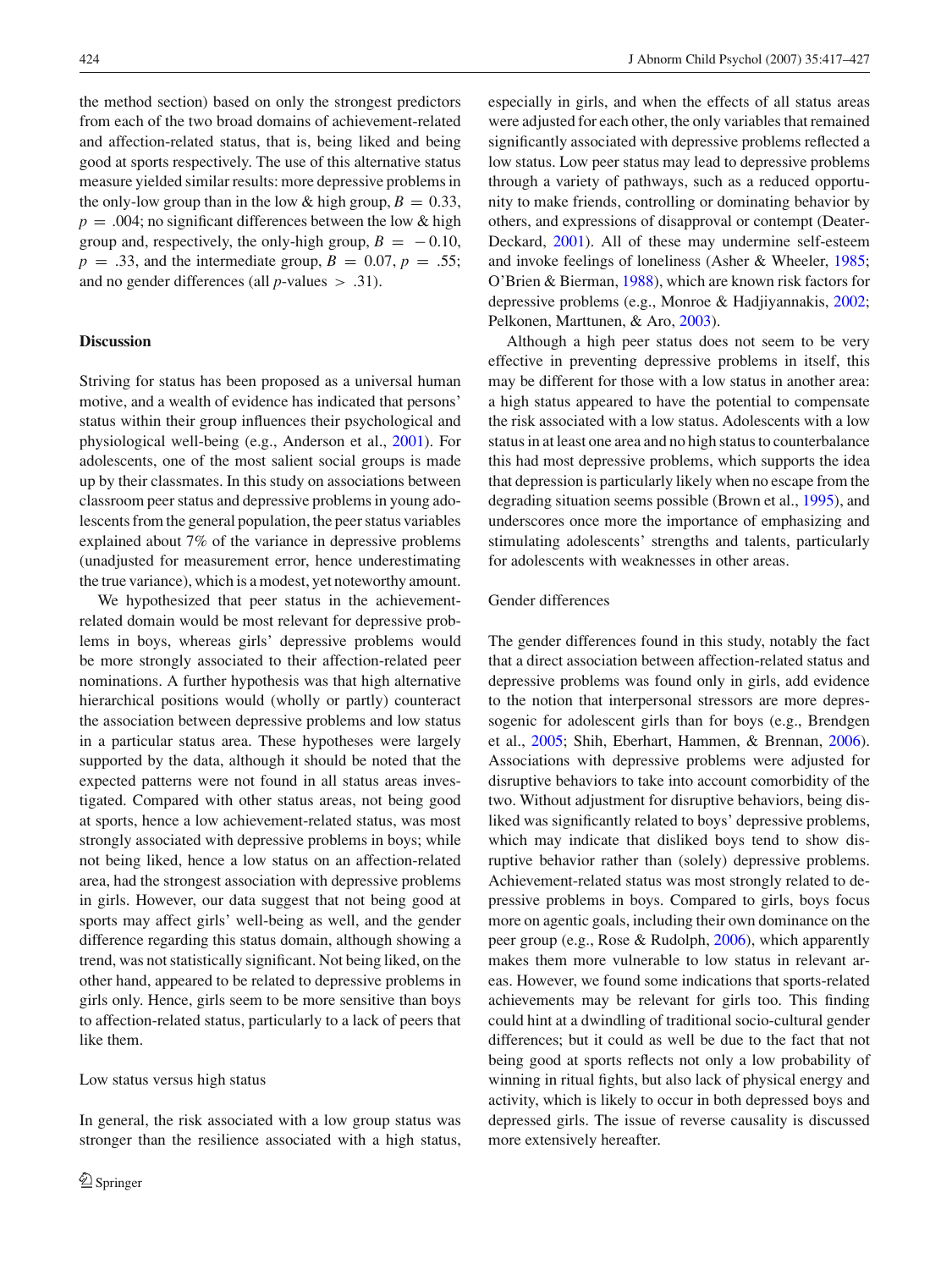the method section) based on only the strongest predictors from each of the two broad domains of achievement-related and affection-related status, that is, being liked and being good at sports respectively. The use of this alternative status measure yielded similar results: more depressive problems in the only-low group than in the low & high group, $B = 0.33$, $p = .004$; no significant differences between the low & high group and, respectively, the only-high group, $B = -0.10$, $p = .33$, and the intermediate group, $B = 0.07$, $p = .55$; and no gender differences (all $p$-values $> .31$).

## Discussion

Striving for status has been proposed as a universal human motive, and a wealth of evidence has indicated that persons' status within their group influences their psychological and physiological well-being (e.g., Anderson et al., 2001). For adolescents, one of the most salient social groups is made up by their classmates. In this study on associations between classroom peer status and depressive problems in young adolescents from the general population, the peer status variables explained about 7% of the variance in depressive problems (unadjusted for measurement error, hence underestimating the true variance), which is a modest, yet noteworthy amount.

We hypothesized that peer status in the achievement-related domain would be most relevant for depressive problems in boys, whereas girls' depressive problems would be more strongly associated to their affection-related peer nominations. A further hypothesis was that high alternative hierarchical positions would (wholly or partly) counteract the association between depressive problems and low status in a particular status area. These hypotheses were largely supported by the data, although it should be noted that the expected patterns were not found in all status areas investigated. Compared with other status areas, not being good at sports, hence a low achievement-related status, was most strongly associated with depressive problems in boys; while not being liked, hence a low status on an affection-related area, had the strongest association with depressive problems in girls. However, our data suggest that not being good at sports may affect girls' well-being as well, and the gender difference regarding this status domain, although showing a trend, was not statistically significant. Not being liked, on the other hand, appeared to be related to depressive problems in girls only. Hence, girls seem to be more sensitive than boys to affection-related status, particularly to a lack of peers that like them.

### Low status versus high status

In general, the risk associated with a low group status was stronger than the resilience associated with a high status, especially in girls, and when the effects of all status areas were adjusted for each other, the only variables that remained significantly associated with depressive problems reflected a low status. Low peer status may lead to depressive problems through a variety of pathways, such as a reduced opportunity to make friends, controlling or dominating behavior by others, and expressions of disapproval or contempt (Deater-Deckard, 2001). All of these may undermine self-esteem and invoke feelings of loneliness (Asher & Wheeler, 1985; O'Brien & Bierman, 1988), which are known risk factors for depressive problems (e.g., Monroe & Hadjiyannakis, 2002; Pelkonen, Marttunen, & Aro, 2003).

Although a high peer status does not seem to be very effective in preventing depressive problems in itself, this may be different for those with a low status in another area: a high status appeared to have the potential to compensate the risk associated with a low status. Adolescents with a low status in at least one area and no high status to counterbalance this had most depressive problems, which supports the idea that depression is particularly likely when no escape from the degrading situation seems possible (Brown et al., 1995), and underscores once more the importance of emphasizing and stimulating adolescents' strengths and talents, particularly for adolescents with weaknesses in other areas.

### Gender differences

The gender differences found in this study, notably the fact that a direct association between affection-related status and depressive problems was found only in girls, add evidence to the notion that interpersonal stressors are more depressogenic for adolescent girls than for boys (e.g., Brendgen et al., 2005; Shih, Eberhart, Hammen, & Brennan, 2006). Associations with depressive problems were adjusted for disruptive behaviors to take into account comorbidity of the two. Without adjustment for disruptive behaviors, being disliked was significantly related to boys' depressive problems, which may indicate that disliked boys tend to show disruptive behavior rather than (solely) depressive problems. Achievement-related status was most strongly related to depressive problems in boys. Compared to girls, boys focus more on agentic goals, including their own dominance on the peer group (e.g., Rose & Rudolph, 2006), which apparently makes them more vulnerable to low status in relevant areas. However, we found some indications that sports-related achievements may be relevant for girls too. This finding could hint at a dwindling of traditional socio-cultural gender differences; but it could as well be due to the fact that not being good at sports reflects not only a low probability of winning in ritual fights, but also lack of physical energy and activity, which is likely to occur in both depressed boys and depressed girls. The issue of reverse causality is discussed more extensively hereafter.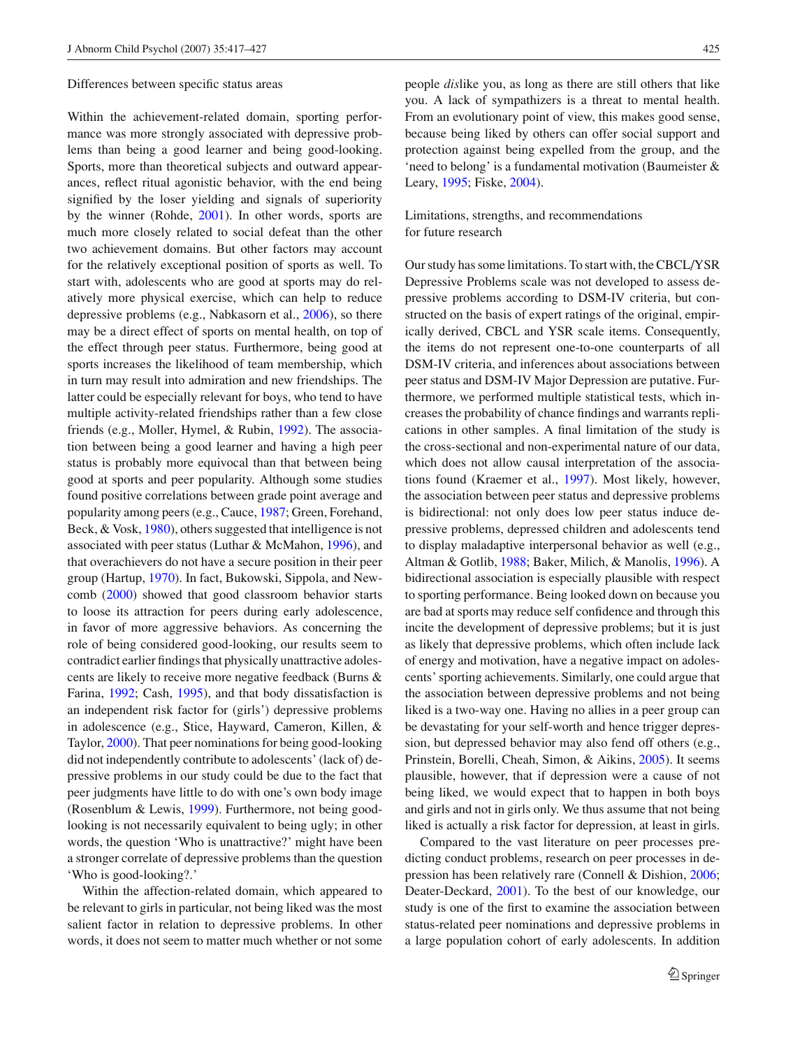### Differences between specific status areas

Within the achievement-related domain, sporting performance was more strongly associated with depressive problems than being a good learner and being good-looking. Sports, more than theoretical subjects and outward appearances, reflect ritual agonistic behavior, with the end being signified by the loser yielding and signals of superiority by the winner (Rohde, 2001). In other words, sports are much more closely related to social defeat than the other two achievement domains. But other factors may account for the relatively exceptional position of sports as well. To start with, adolescents who are good at sports may do relatively more physical exercise, which can help to reduce depressive problems (e.g., Nabkasorn et al., 2006), so there may be a direct effect of sports on mental health, on top of the effect through peer status. Furthermore, being good at sports increases the likelihood of team membership, which in turn may result into admiration and new friendships. The latter could be especially relevant for boys, who tend to have multiple activity-related friendships rather than a few close friends (e.g., Moller, Hymel, & Rubin, 1992). The association between being a good learner and having a high peer status is probably more equivocal than that between being good at sports and peer popularity. Although some studies found positive correlations between grade point average and popularity among peers (e.g., Cauce, 1987; Green, Forehand, Beck, & Vosk, 1980), others suggested that intelligence is not associated with peer status (Luthar & McMahon, 1996), and that overachievers do not have a secure position in their peer group (Hartup, 1970). In fact, Bukowski, Sippola, and Newcomb (2000) showed that good classroom behavior starts to loose its attraction for peers during early adolescence, in favor of more aggressive behaviors. As concerning the role of being considered good-looking, our results seem to contradict earlier findings that physically unattractive adolescents are likely to receive more negative feedback (Burns & Farina, 1992; Cash, 1995), and that body dissatisfaction is an independent risk factor for (girls') depressive problems in adolescence (e.g., Stice, Hayward, Cameron, Killen, & Taylor, 2000). That peer nominations for being good-looking did not independently contribute to adolescents' (lack of) depressive problems in our study could be due to the fact that peer judgments have little to do with one's own body image (Rosenblum & Lewis, 1999). Furthermore, not being good-looking is not necessarily equivalent to being ugly; in other words, the question 'Who is unattractive?' might have been a stronger correlate of depressive problems than the question 'Who is good-looking?.'

Within the affection-related domain, which appeared to be relevant to girls in particular, not being liked was the most salient factor in relation to depressive problems. In other words, it does not seem to matter much whether or not some people *dis*like you, as long as there are still others that like you. A lack of sympathizers is a threat to mental health. From an evolutionary point of view, this makes good sense, because being liked by others can offer social support and protection against being expelled from the group, and the 'need to belong' is a fundamental motivation (Baumeister & Leary, 1995; Fiske, 2004).

### Limitations, strengths, and recommendations for future research

Our study has some limitations. To start with, the CBCL/YSR Depressive Problems scale was not developed to assess depressive problems according to DSM-IV criteria, but constructed on the basis of expert ratings of the original, empirically derived, CBCL and YSR scale items. Consequently, the items do not represent one-to-one counterparts of all DSM-IV criteria, and inferences about associations between peer status and DSM-IV Major Depression are putative. Furthermore, we performed multiple statistical tests, which increases the probability of chance findings and warrants replications in other samples. A final limitation of the study is the cross-sectional and non-experimental nature of our data, which does not allow causal interpretation of the associations found (Kraemer et al., 1997). Most likely, however, the association between peer status and depressive problems is bidirectional: not only does low peer status induce depressive problems, depressed children and adolescents tend to display maladaptive interpersonal behavior as well (e.g., Altman & Gotlib, 1988; Baker, Milich, & Manolis, 1996). A bidirectional association is especially plausible with respect to sporting performance. Being looked down on because you are bad at sports may reduce self confidence and through this incite the development of depressive problems; but it is just as likely that depressive problems, which often include lack of energy and motivation, have a negative impact on adolescents' sporting achievements. Similarly, one could argue that the association between depressive problems and not being liked is a two-way one. Having no allies in a peer group can be devastating for your self-worth and hence trigger depression, but depressed behavior may also fend off others (e.g., Prinstein, Borelli, Cheah, Simon, & Aikins, 2005). It seems plausible, however, that if depression were a cause of not being liked, we would expect that to happen in both boys and girls and not in girls only. We thus assume that not being liked is actually a risk factor for depression, at least in girls.

Compared to the vast literature on peer processes predicting conduct problems, research on peer processes in depression has been relatively rare (Connell & Dishion, 2006; Deater-Deckard, 2001). To the best of our knowledge, our study is one of the first to examine the association between status-related peer nominations and depressive problems in a large population cohort of early adolescents. In addition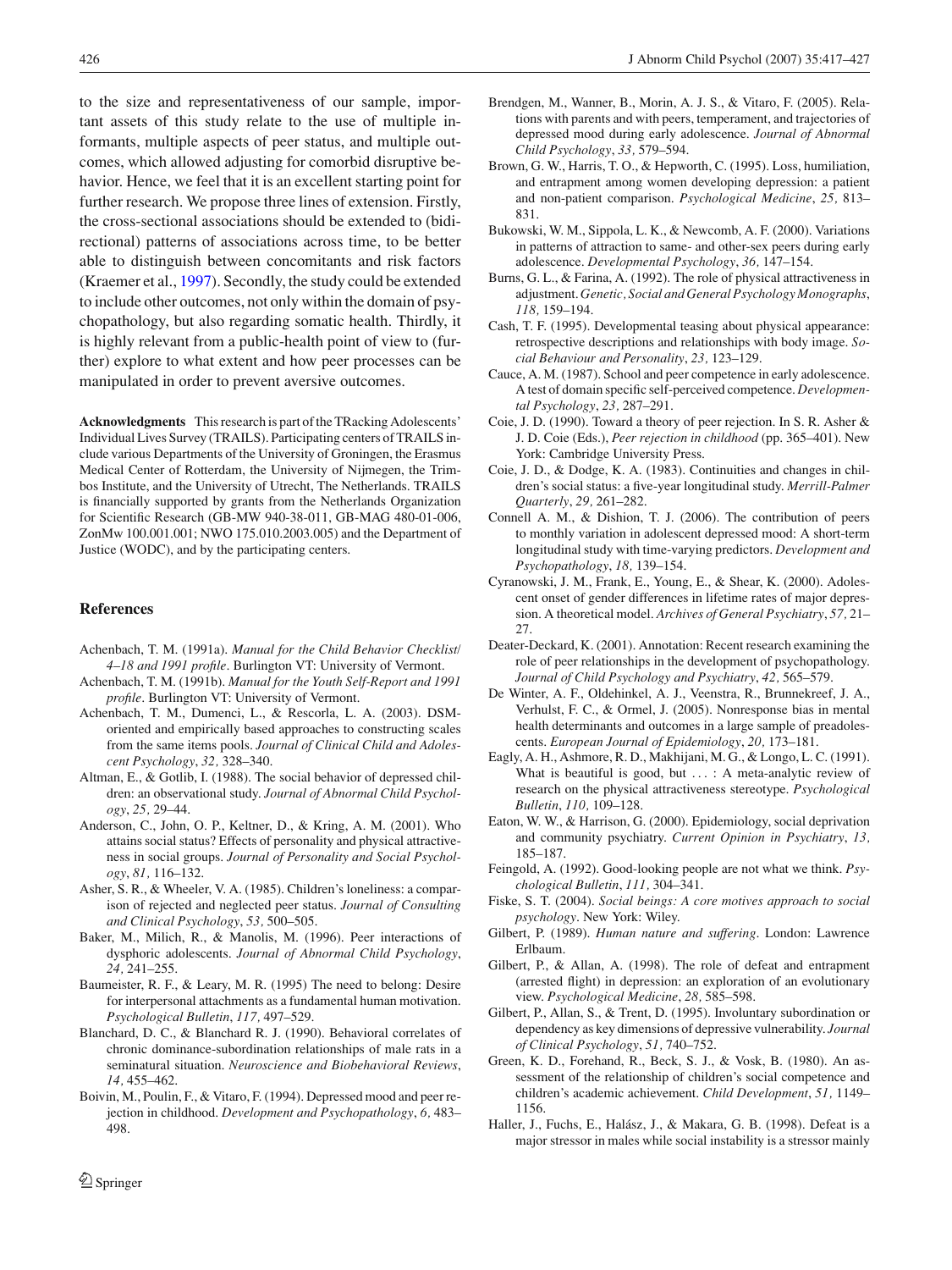to the size and representativeness of our sample, important assets of this study relate to the use of multiple informants, multiple aspects of peer status, and multiple outcomes, which allowed adjusting for comorbid disruptive behavior. Hence, we feel that it is an excellent starting point for further research. We propose three lines of extension. Firstly, the cross-sectional associations should be extended to (bidirectional) patterns of associations across time, to be better able to distinguish between concomitants and risk factors (Kraemer et al., 1997). Secondly, the study could be extended to include other outcomes, not only within the domain of psychopathology, but also regarding somatic health. Thirdly, it is highly relevant from a public-health point of view to (further) explore to what extent and how peer processes can be manipulated in order to prevent aversive outcomes.

**Acknowledgments** This research is part of the TRacking Adolescents' Individual Lives Survey (TRAILS). Participating centers of TRAILS include various Departments of the University of Groningen, the Erasmus Medical Center of Rotterdam, the University of Nijmegen, the Trimbos Institute, and the University of Utrecht, The Netherlands. TRAILS is financially supported by grants from the Netherlands Organization for Scientific Research (GB-MW 940-38-011, GB-MAG 480-01-006, ZonMw 100.001.001; NWO 175.010.2003.005) and the Department of Justice (WODC), and by the participating centers.

## References

Achenbach, T. M. (1991a). *Manual for the Child Behavior Checklist/ 4–18 and 1991 profile*. Burlington VT: University of Vermont.

Achenbach, T. M. (1991b). *Manual for the Youth Self-Report and 1991 profile*. Burlington VT: University of Vermont.

Achenbach, T. M., Dumenci, L., & Rescorla, L. A. (2003). DSM-oriented and empirically based approaches to constructing scales from the same items pools. *Journal of Clinical Child and Adolescent Psychology*, *32,* 328–340.

Altman, E., & Gotlib, I. (1988). The social behavior of depressed children: an observational study. *Journal of Abnormal Child Psychology*, *25,* 29–44.

Anderson, C., John, O. P., Keltner, D., & Kring, A. M. (2001). Who attains social status? Effects of personality and physical attractiveness in social groups. *Journal of Personality and Social Psychology*, *81,* 116–132.

Asher, S. R., & Wheeler, V. A. (1985). Children's loneliness: a comparison of rejected and neglected peer status. *Journal of Consulting and Clinical Psychology*, *53,* 500–505.

Baker, M., Milich, R., & Manolis, M. (1996). Peer interactions of dysphoric adolescents. *Journal of Abnormal Child Psychology*, *24,* 241–255.

Baumeister, R. F., & Leary, M. R. (1995) The need to belong: Desire for interpersonal attachments as a fundamental human motivation. *Psychological Bulletin*, *117,* 497–529.

Blanchard, D. C., & Blanchard R. J. (1990). Behavioral correlates of chronic dominance-subordination relationships of male rats in a seminatural situation. *Neuroscience and Biobehavioral Reviews*, *14,* 455–462.

Boivin, M., Poulin, F., & Vitaro, F. (1994). Depressed mood and peer rejection in childhood. *Development and Psychopathology*, *6,* 483–498.

Brendgen, M., Wanner, B., Morin, A. J. S., & Vitaro, F. (2005). Relations with parents and with peers, temperament, and trajectories of depressed mood during early adolescence. *Journal of Abnormal Child Psychology*, *33,* 579–594.

Brown, G. W., Harris, T. O., & Hepworth, C. (1995). Loss, humiliation, and entrapment among women developing depression: a patient and non-patient comparison. *Psychological Medicine*, *25,* 813–831.

Bukowski, W. M., Sippola, L. K., & Newcomb, A. F. (2000). Variations in patterns of attraction to same- and other-sex peers during early adolescence. *Developmental Psychology*, *36,* 147–154.

Burns, G. L., & Farina, A. (1992). The role of physical attractiveness in adjustment. *Genetic, Social and General Psychology Monographs*, *118,* 159–194.

Cash, T. F. (1995). Developmental teasing about physical appearance: retrospective descriptions and relationships with body image. *Social Behaviour and Personality*, *23,* 123–129.

Cauce, A. M. (1987). School and peer competence in early adolescence. A test of domain specific self-perceived competence. *Developmental Psychology*, *23,* 287–291.

Coie, J. D. (1990). Toward a theory of peer rejection. In S. R. Asher & J. D. Coie (Eds.), *Peer rejection in childhood* (pp. 365–401). New York: Cambridge University Press.

Coie, J. D., & Dodge, K. A. (1983). Continuities and changes in children's social status: a five-year longitudinal study. *Merrill-Palmer Quarterly*, *29,* 261–282.

Connell A. M., & Dishion, T. J. (2006). The contribution of peers to monthly variation in adolescent depressed mood: A short-term longitudinal study with time-varying predictors. *Development and Psychopathology*, *18,* 139–154.

Cyranowski, J. M., Frank, E., Young, E., & Shear, K. (2000). Adolescent onset of gender differences in lifetime rates of major depression. A theoretical model. *Archives of General Psychiatry*, *57,* 21–27.

Deater-Deckard, K. (2001). Annotation: Recent research examining the role of peer relationships in the development of psychopathology. *Journal of Child Psychology and Psychiatry*, *42,* 565–579.

De Winter, A. F., Oldehinkel, A. J., Veenstra, R., Brunnekreef, J. A., Verhulst, F. C., & Ormel, J. (2005). Nonresponse bias in mental health determinants and outcomes in a large sample of preadolescents. *European Journal of Epidemiology*, *20,* 173–181.

Eagly, A. H., Ashmore, R. D., Makhijani, M. G., & Longo, L. C. (1991). What is beautiful is good, but ... : A meta-analytic review of research on the physical attractiveness stereotype. *Psychological Bulletin*, *110,* 109–128.

Eaton, W. W., & Harrison, G. (2000). Epidemiology, social deprivation and community psychiatry. *Current Opinion in Psychiatry*, *13,* 185–187.

Feingold, A. (1992). Good-looking people are not what we think. *Psychological Bulletin*, *111,* 304–341.

Fiske, S. T. (2004). *Social beings: A core motives approach to social psychology*. New York: Wiley.

Gilbert, P. (1989). *Human nature and suffering*. London: Lawrence Erlbaum.

Gilbert, P., & Allan, A. (1998). The role of defeat and entrapment (arrested flight) in depression: an exploration of an evolutionary view. *Psychological Medicine*, *28,* 585–598.

Gilbert, P., Allan, S., & Trent, D. (1995). Involuntary subordination or dependency as key dimensions of depressive vulnerability. *Journal of Clinical Psychology*, *51,* 740–752.

Green, K. D., Forehand, R., Beck, S. J., & Vosk, B. (1980). An assessment of the relationship of children's social competence and children's academic achievement. *Child Development*, *51,* 1149–1156.

Haller, J., Fuchs, E., Halász, J., & Makara, G. B. (1998). Defeat is a major stressor in males while social instability is a stressor mainly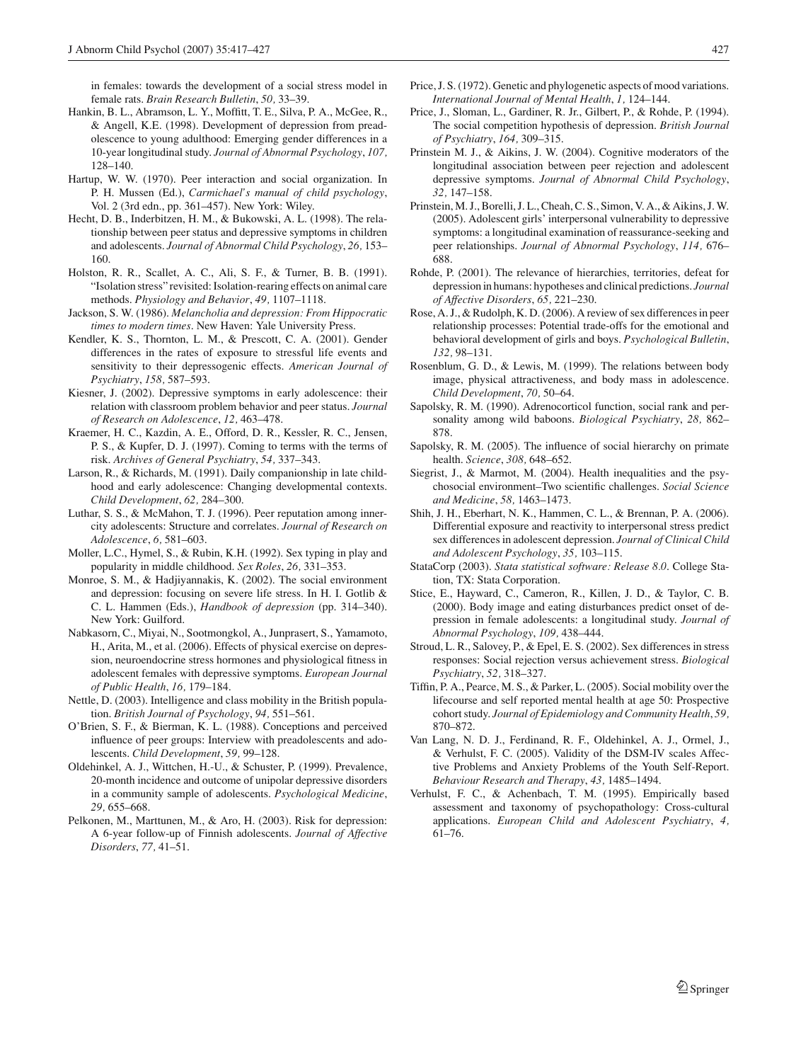in females: towards the development of a social stress model in female rats. *Brain Research Bulletin*, *50,* 33–39.

Hankin, B. L., Abramson, L. Y., Moffitt, T. E., Silva, P. A., McGee, R., & Angell, K.E. (1998). Development of depression from preadolescence to young adulthood: Emerging gender differences in a 10-year longitudinal study. *Journal of Abnormal Psychology*, *107,* 128–140.

Hartup, W. W. (1970). Peer interaction and social organization. In P. H. Mussen (Ed.), *Carmichael's manual of child psychology*, Vol. 2 (3rd edn., pp. 361–457). New York: Wiley.

Hecht, D. B., Inderbitzen, H. M., & Bukowski, A. L. (1998). The relationship between peer status and depressive symptoms in children and adolescents. *Journal of Abnormal Child Psychology*, *26,* 153–160.

Holston, R. R., Scallet, A. C., Ali, S. F., & Turner, B. B. (1991). "Isolation stress" revisited: Isolation-rearing effects on animal care methods. *Physiology and Behavior*, *49,* 1107–1118.

Jackson, S. W. (1986). *Melancholia and depression: From Hippocratic times to modern times*. New Haven: Yale University Press.

Kendler, K. S., Thornton, L. M., & Prescott, C. A. (2001). Gender differences in the rates of exposure to stressful life events and sensitivity to their depressogenic effects. *American Journal of Psychiatry*, *158,* 587–593.

Kiesner, J. (2002). Depressive symptoms in early adolescence: their relation with classroom problem behavior and peer status. *Journal of Research on Adolescence*, *12,* 463–478.

Kraemer, H. C., Kazdin, A. E., Offord, D. R., Kessler, R. C., Jensen, P. S., & Kupfer, D. J. (1997). Coming to terms with the terms of risk. *Archives of General Psychiatry*, *54,* 337–343.

Larson, R., & Richards, M. (1991). Daily companionship in late childhood and early adolescence: Changing developmental contexts. *Child Development*, *62,* 284–300.

Luthar, S. S., & McMahon, T. J. (1996). Peer reputation among inner-city adolescents: Structure and correlates. *Journal of Research on Adolescence*, *6,* 581–603.

Moller, L.C., Hymel, S., & Rubin, K.H. (1992). Sex typing in play and popularity in middle childhood. *Sex Roles*, *26,* 331–353.

Monroe, S. M., & Hadjiyannakis, K. (2002). The social environment and depression: focusing on severe life stress. In H. I. Gotlib & C. L. Hammen (Eds.), *Handbook of depression* (pp. 314–340). New York: Guilford.

Nabkasorn, C., Miyai, N., Sootmongkol, A., Junprasert, S., Yamamoto, H., Arita, M., et al. (2006). Effects of physical exercise on depression, neuroendocrine stress hormones and physiological fitness in adolescent females with depressive symptoms. *European Journal of Public Health*, *16,* 179–184.

Nettle, D. (2003). Intelligence and class mobility in the British population. *British Journal of Psychology*, *94,* 551–561.

O'Brien, S. F., & Bierman, K. L. (1988). Conceptions and perceived influence of peer groups: Interview with preadolescents and adolescents. *Child Development*, *59,* 99–128.

Oldehinkel, A. J., Wittchen, H.-U., & Schuster, P. (1999). Prevalence, 20-month incidence and outcome of unipolar depressive disorders in a community sample of adolescents. *Psychological Medicine*, *29,* 655–668.

Pelkonen, M., Marttunen, M., & Aro, H. (2003). Risk for depression: A 6-year follow-up of Finnish adolescents. *Journal of Affective Disorders*, *77,* 41–51.

Price, J. S. (1972). Genetic and phylogenetic aspects of mood variations. *International Journal of Mental Health*, *1,* 124–144.

Price, J., Sloman, L., Gardiner, R. Jr., Gilbert, P., & Rohde, P. (1994). The social competition hypothesis of depression. *British Journal of Psychiatry*, *164,* 309–315.

Prinstein M. J., & Aikins, J. W. (2004). Cognitive moderators of the longitudinal association between peer rejection and adolescent depressive symptoms. *Journal of Abnormal Child Psychology*, *32,* 147–158.

Prinstein, M. J., Borelli, J. L., Cheah, C. S., Simon, V. A., & Aikins, J. W. (2005). Adolescent girls' interpersonal vulnerability to depressive symptoms: a longitudinal examination of reassurance-seeking and peer relationships. *Journal of Abnormal Psychology*, *114,* 676–688.

Rohde, P. (2001). The relevance of hierarchies, territories, defeat for depression in humans: hypotheses and clinical predictions. *Journal of Affective Disorders*, *65,* 221–230.

Rose, A. J., & Rudolph, K. D. (2006). A review of sex differences in peer relationship processes: Potential trade-offs for the emotional and behavioral development of girls and boys. *Psychological Bulletin*, *132,* 98–131.

Rosenblum, G. D., & Lewis, M. (1999). The relations between body image, physical attractiveness, and body mass in adolescence. *Child Development*, *70,* 50–64.

Sapolsky, R. M. (1990). Adrenocorticol function, social rank and personality among wild baboons. *Biological Psychiatry*, *28,* 862–878.

Sapolsky, R. M. (2005). The influence of social hierarchy on primate health. *Science*, *308,* 648–652.

Siegrist, J., & Marmot, M. (2004). Health inequalities and the psychosocial environment–Two scientific challenges. *Social Science and Medicine*, *58,* 1463–1473.

Shih, J. H., Eberhart, N. K., Hammen, C. L., & Brennan, P. A. (2006). Differential exposure and reactivity to interpersonal stress predict sex differences in adolescent depression. *Journal of Clinical Child and Adolescent Psychology*, *35,* 103–115.

StataCorp (2003). *Stata statistical software: Release 8.0*. College Station, TX: Stata Corporation.

Stice, E., Hayward, C., Cameron, R., Killen, J. D., & Taylor, C. B. (2000). Body image and eating disturbances predict onset of depression in female adolescents: a longitudinal study. *Journal of Abnormal Psychology*, *109,* 438–444.

Stroud, L. R., Salovey, P., & Epel, E. S. (2002). Sex differences in stress responses: Social rejection versus achievement stress. *Biological Psychiatry*, *52,* 318–327.

Tiffin, P. A., Pearce, M. S., & Parker, L. (2005). Social mobility over the lifecourse and self reported mental health at age 50: Prospective cohort study. *Journal of Epidemiology and Community Health*, *59,* 870–872.

Van Lang, N. D. J., Ferdinand, R. F., Oldehinkel, A. J., Ormel, J., & Verhulst, F. C. (2005). Validity of the DSM-IV scales Affective Problems and Anxiety Problems of the Youth Self-Report. *Behaviour Research and Therapy*, *43,* 1485–1494.

Verhulst, F. C., & Achenbach, T. M. (1995). Empirically based assessment and taxonomy of psychopathology: Cross-cultural applications. *European Child and Adolescent Psychiatry*, *4,* 61–76.